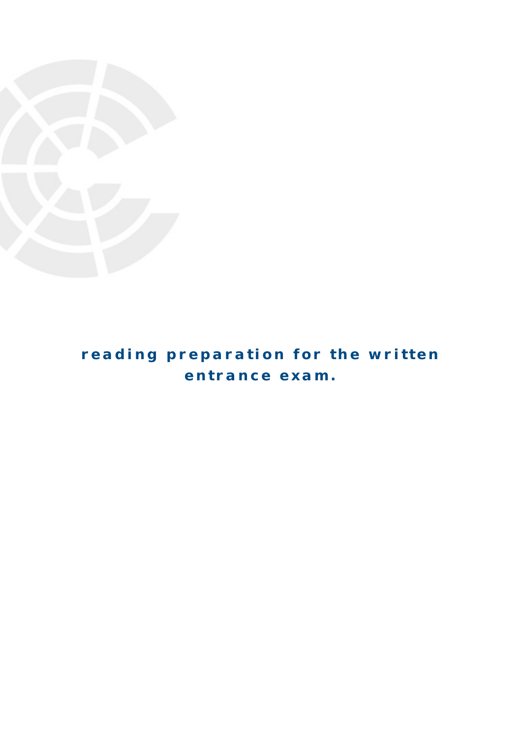# reading preparation for the written entrance exam.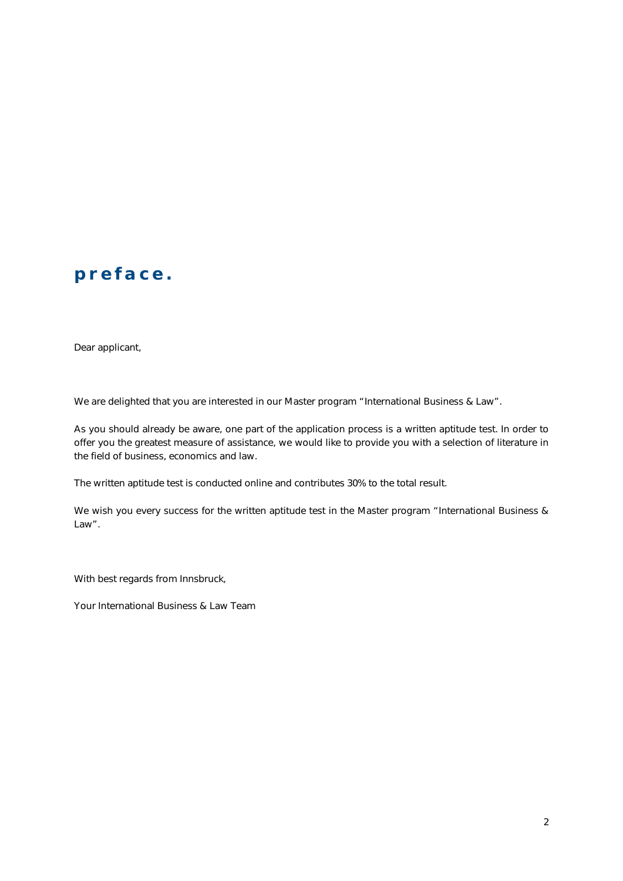# preface.

Dear applicant,

We are delighted that you are interested in our Master program “International Business & Law”.

As you should already be aware, one part of the application process is a written aptitude test. In order to offer you the greatest measure of assistance, we would like to provide you with a selection of literature in the field of business, economics and law.

The written aptitude test is conducted online and contributes 30% to the total result.

We wish you every success for the written aptitude test in the Master program “International Business & Law”.

With best regards from Innsbruck,

Your International Business & Law Team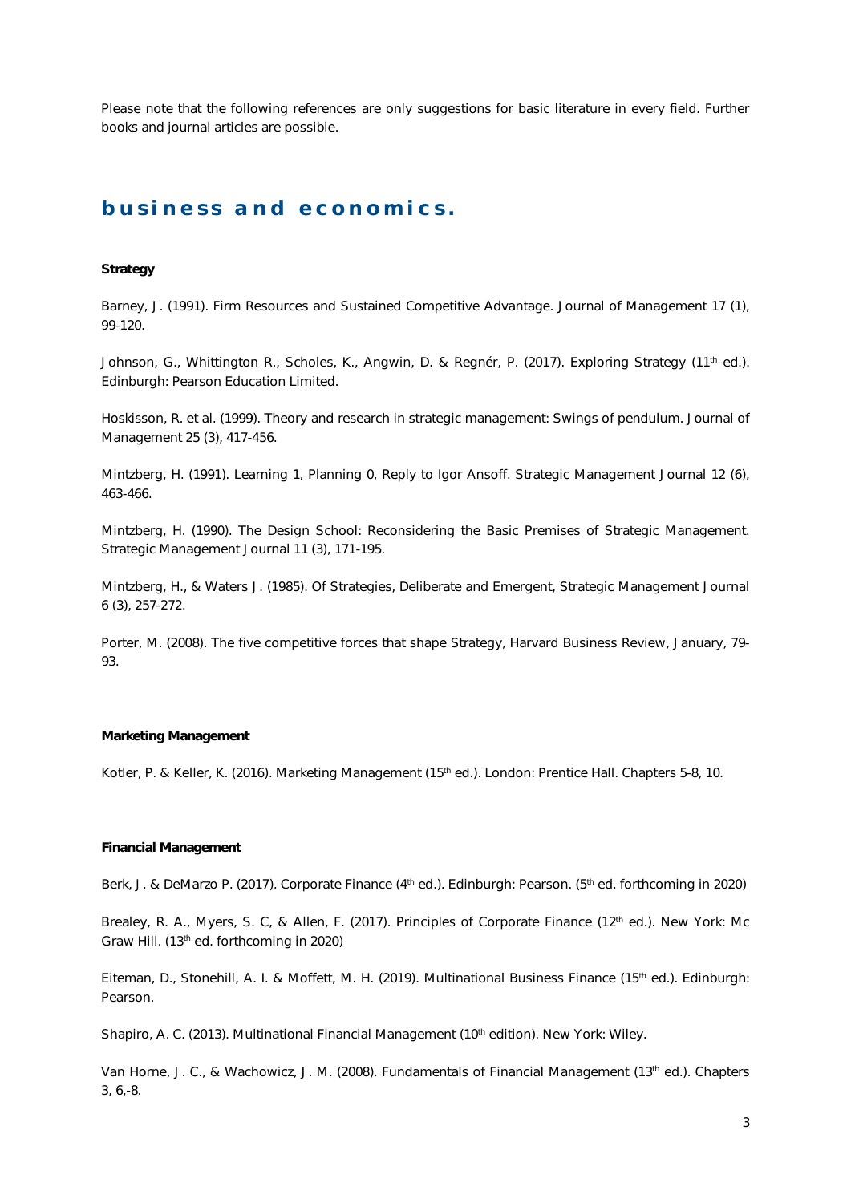Please note that the following references are only suggestions for basic literature in every field. Further books and journal articles are possible.

# business and economics.

**Strategy**

Barney, J. (1991). Firm Resources and Sustained Competitive Advantage. Journal of Management 17 (1), 99-120.

Johnson, G., Whittington R., Scholes, K., Angwin, D. & Regnér, P. (2017). Exploring Strategy (11th ed.). Edinburgh: Pearson Education Limited.

Hoskisson, R. et al. (1999). Theory and research in strategic management: Swings of pendulum. Journal of Management 25 (3), 417-456.

Mintzberg, H. (1991). Learning 1, Planning 0, Reply to Igor Ansoff. Strategic Management Journal 12 (6), 463-466.

Mintzberg, H. (1990). The Design School: Reconsidering the Basic Premises of Strategic Management. Strategic Management Journal 11 (3), 171-195.

Mintzberg, H., & Waters J. (1985). Of Strategies, Deliberate and Emergent, Strategic Management Journal 6 (3), 257-272.

Porter, M. (2008). The five competitive forces that shape Strategy, Harvard Business Review, January, 79-93.

**Marketing Management**

Kotler, P. & Keller, K. (2016). Marketing Management (15th ed.). London: Prentice Hall. Chapters 5-8, 10.

**Financial Management**

Berk, J. & DeMarzo P. (2017). Corporate Finance (4th ed.). Edinburgh: Pearson. (5th ed. forthcoming in 2020)

Brealey, R. A., Myers, S. C, & Allen, F. (2017). Principles of Corporate Finance (12th ed.). New York: Mc Graw Hill. (13th ed. forthcoming in 2020)

Eiteman, D., Stonehill, A. I. & Moffett, M. H. (2019). Multinational Business Finance (15th ed.). Edinburgh: Pearson.

Shapiro, A. C. (2013). Multinational Financial Management (10th edition). New York: Wiley.

Van Horne, J. C., & Wachowicz, J. M. (2008). Fundamentals of Financial Management (13th ed.). Chapters 3, 6,-8.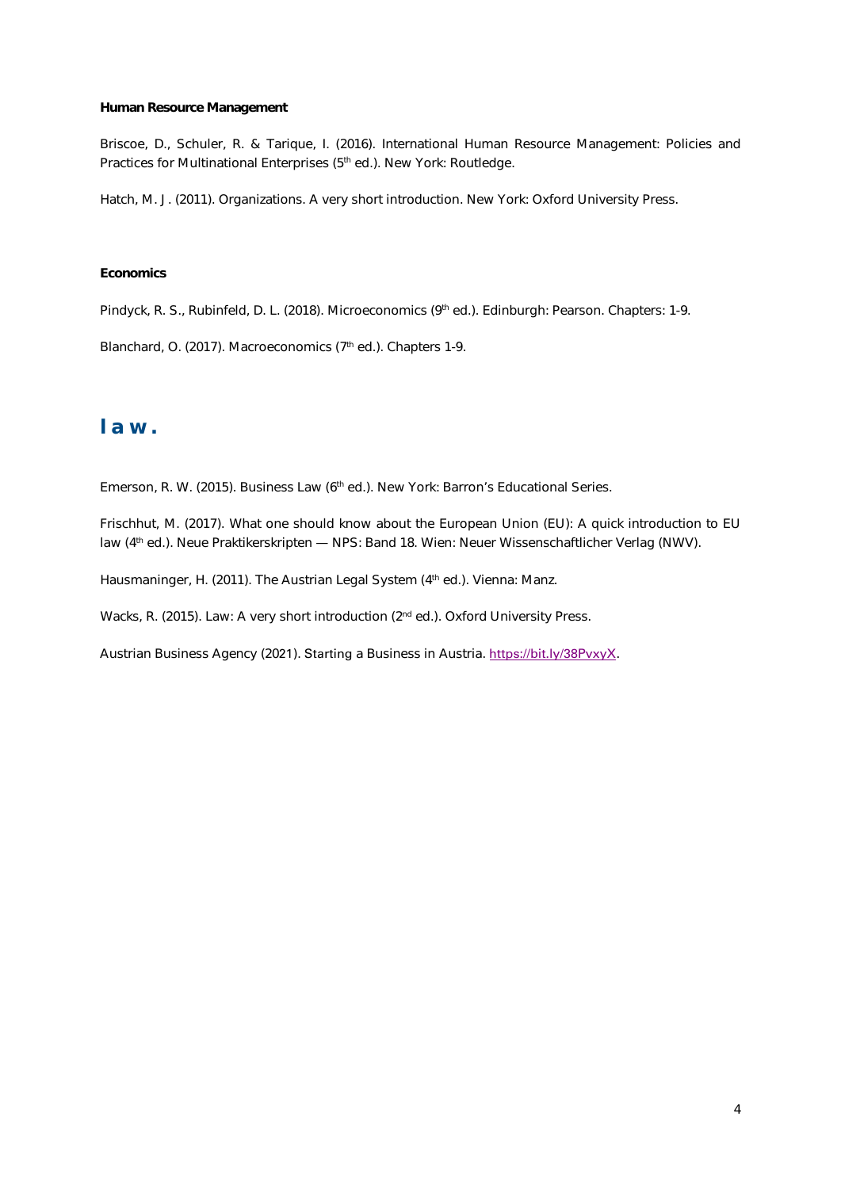**Human Resource Management**

Briscoe, D., Schuler, R. & Tarique, I. (2016). International Human Resource Management: Policies and Practices for Multinational Enterprises (5th ed.). New York: Routledge.

Hatch, M. J. (2011). Organizations. A very short introduction. New York: Oxford University Press.

**Economics**

Pindyck, R. S., Rubinfeld, D. L. (2018). Microeconomics (9th ed.). Edinburgh: Pearson. Chapters: 1-9.

Blanchard, O. (2017). Macroeconomics (7th ed.). Chapters 1-9.

## law.

Emerson, R. W. (2015). Business Law (6th ed.). New York: Barron's Educational Series.

Frischhut, M. (2017). What one should know about the European Union (EU): A quick introduction to EU law (4th ed.). Neue Praktikerskripten — NPS: Band 18. Wien: Neuer Wissenschaftlicher Verlag (NWV).

Hausmaninger, H. (2011). The Austrian Legal System (4th ed.). Vienna: Manz.

Wacks, R. (2015). Law: A very short introduction (2nd ed.). Oxford University Press.

Austrian Business Agency (2021). Starting a Business in Austria. https://bit.ly/38PvxyX.